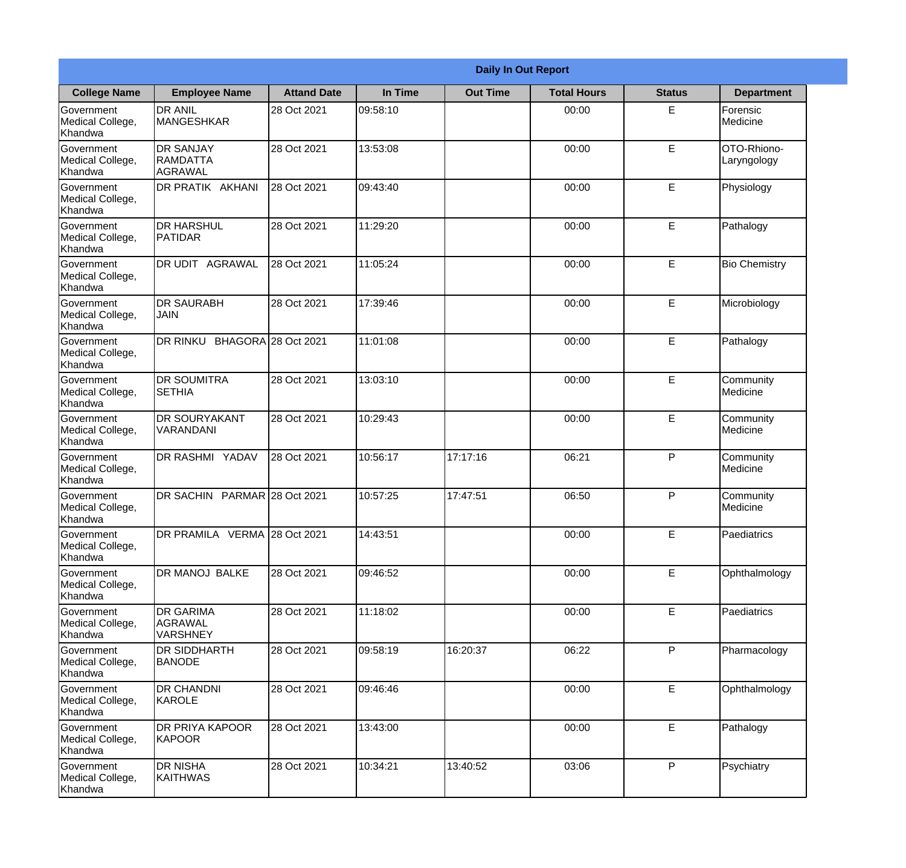| Daily In Out Report | | | | | | | |
|---|---|---|---|---|---|---|---|
| **College Name** | **Employee Name** | **Attand Date** | **In Time** | **Out Time** | **Total Hours** | **Status** | **Department** |
| Government Medical College, Khandwa | DR ANIL MANGESHKAR | 28 Oct 2021 | 09:58:10 | | 00:00 | E | Forensic Medicine |
| Government Medical College, Khandwa | DR SANJAY RAMDATTA AGRAWAL | 28 Oct 2021 | 13:53:08 | | 00:00 | E | OTO-Rhiono-Laryngology |
| Government Medical College, Khandwa | DR PRATIK AKHANI | 28 Oct 2021 | 09:43:40 | | 00:00 | E | Physiology |
| Government Medical College, Khandwa | DR HARSHUL PATIDAR | 28 Oct 2021 | 11:29:20 | | 00:00 | E | Pathalogy |
| Government Medical College, Khandwa | DR UDIT AGRAWAL | 28 Oct 2021 | 11:05:24 | | 00:00 | E | Bio Chemistry |
| Government Medical College, Khandwa | DR SAURABH JAIN | 28 Oct 2021 | 17:39:46 | | 00:00 | E | Microbiology |
| Government Medical College, Khandwa | DR RINKU BHAGORA | 28 Oct 2021 | 11:01:08 | | 00:00 | E | Pathalogy |
| Government Medical College, Khandwa | DR SOUMITRA SETHIA | 28 Oct 2021 | 13:03:10 | | 00:00 | E | Community Medicine |
| Government Medical College, Khandwa | DR SOURYAKANT VARANDANI | 28 Oct 2021 | 10:29:43 | | 00:00 | E | Community Medicine |
| Government Medical College, Khandwa | DR RASHMI YADAV | 28 Oct 2021 | 10:56:17 | 17:17:16 | 06:21 | P | Community Medicine |
| Government Medical College, Khandwa | DR SACHIN PARMAR | 28 Oct 2021 | 10:57:25 | 17:47:51 | 06:50 | P | Community Medicine |
| Government Medical College, Khandwa | DR PRAMILA VERMA | 28 Oct 2021 | 14:43:51 | | 00:00 | E | Paediatrics |
| Government Medical College, Khandwa | DR MANOJ BALKE | 28 Oct 2021 | 09:46:52 | | 00:00 | E | Ophthalmology |
| Government Medical College, Khandwa | DR GARIMA AGRAWAL VARSHNEY | 28 Oct 2021 | 11:18:02 | | 00:00 | E | Paediatrics |
| Government Medical College, Khandwa | DR SIDDHARTH BANODE | 28 Oct 2021 | 09:58:19 | 16:20:37 | 06:22 | P | Pharmacology |
| Government Medical College, Khandwa | DR CHANDNI KAROLE | 28 Oct 2021 | 09:46:46 | | 00:00 | E | Ophthalmology |
| Government Medical College, Khandwa | DR PRIYA KAPOOR KAPOOR | 28 Oct 2021 | 13:43:00 | | 00:00 | E | Pathalogy |
| Government Medical College, Khandwa | DR NISHA KAITHWAS | 28 Oct 2021 | 10:34:21 | 13:40:52 | 03:06 | P | Psychiatry |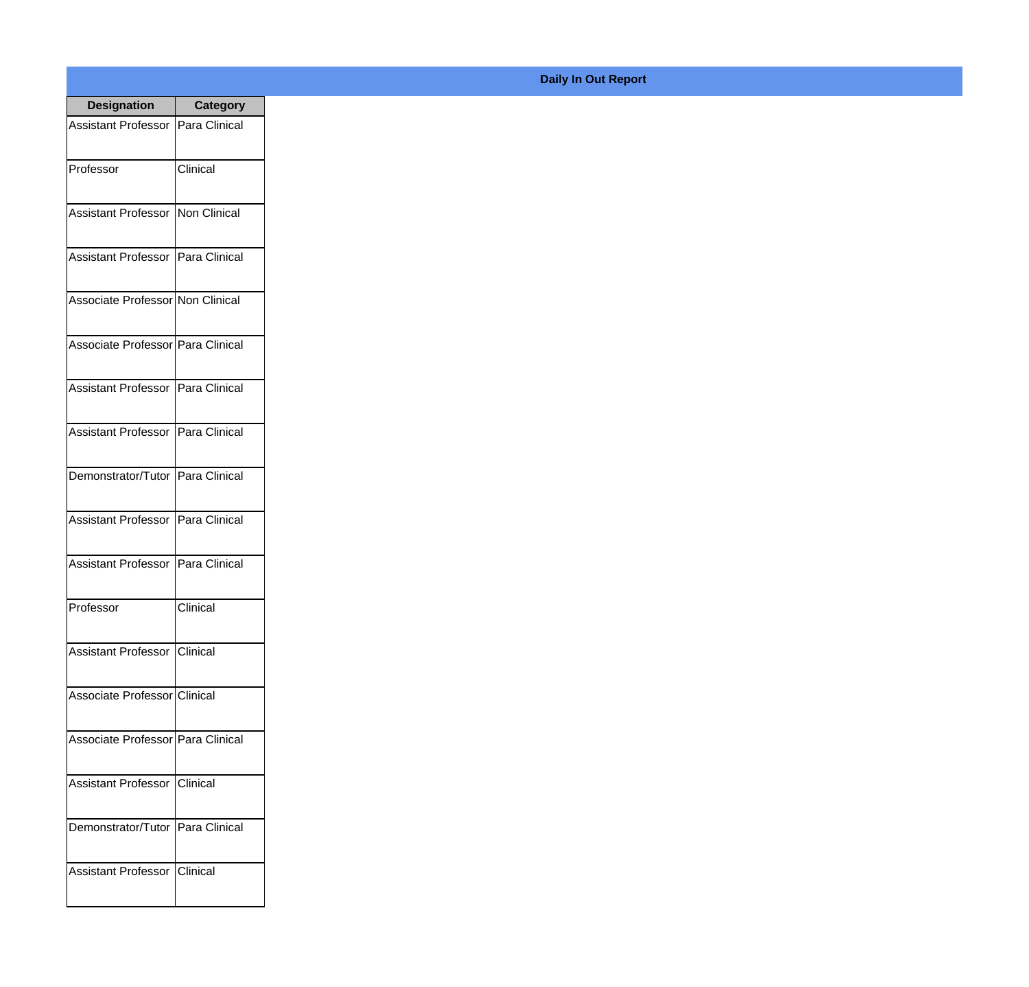**Daily In Out Report**

| Designation | Category |
| --- | --- |
| Assistant Professor | Para Clinical |
| Professor | Clinical |
| Assistant Professor | Non Clinical |
| Assistant Professor | Para Clinical |
| Associate Professor | Non Clinical |
| Associate Professor | Para Clinical |
| Assistant Professor | Para Clinical |
| Assistant Professor | Para Clinical |
| Demonstrator/Tutor | Para Clinical |
| Assistant Professor | Para Clinical |
| Assistant Professor | Para Clinical |
| Professor | Clinical |
| Assistant Professor | Clinical |
| Associate Professor | Clinical |
| Associate Professor | Para Clinical |
| Assistant Professor | Clinical |
| Demonstrator/Tutor | Para Clinical |
| Assistant Professor | Clinical |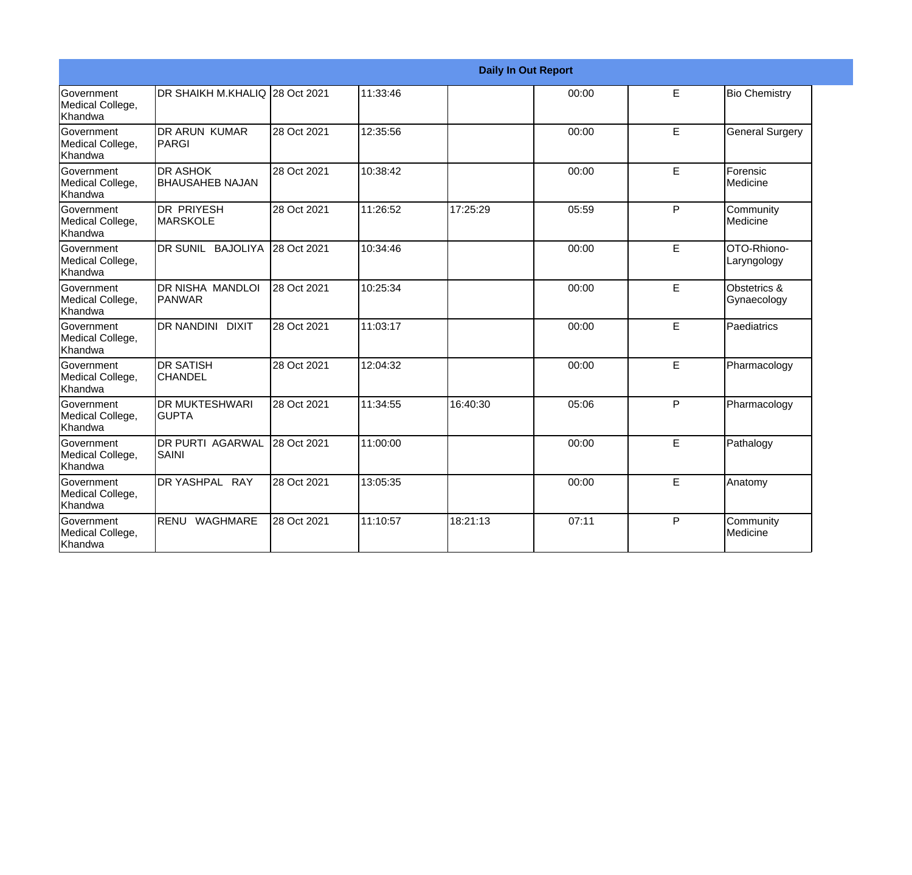| Daily In Out Report | | | | | | | |
|---|---|---|---|---|---|---|---|
| Government Medical College, Khandwa | DR SHAIKH M.KHALIQ | 28 Oct 2021 | 11:33:46 | | 00:00 | E | Bio Chemistry |
| Government Medical College, Khandwa | DR ARUN KUMAR PARGI | 28 Oct 2021 | 12:35:56 | | 00:00 | E | General Surgery |
| Government Medical College, Khandwa | DR ASHOK BHAUSAHEB NAJAN | 28 Oct 2021 | 10:38:42 | | 00:00 | E | Forensic Medicine |
| Government Medical College, Khandwa | DR PRIYESH MARSKOLE | 28 Oct 2021 | 11:26:52 | 17:25:29 | 05:59 | P | Community Medicine |
| Government Medical College, Khandwa | DR SUNIL BAJOLIYA | 28 Oct 2021 | 10:34:46 | | 00:00 | E | OTO-Rhiono-Laryngology |
| Government Medical College, Khandwa | DR NISHA MANDLOI PANWAR | 28 Oct 2021 | 10:25:34 | | 00:00 | E | Obstetrics & Gynaecology |
| Government Medical College, Khandwa | DR NANDINI DIXIT | 28 Oct 2021 | 11:03:17 | | 00:00 | E | Paediatrics |
| Government Medical College, Khandwa | DR SATISH CHANDEL | 28 Oct 2021 | 12:04:32 | | 00:00 | E | Pharmacology |
| Government Medical College, Khandwa | DR MUKTESHWARI GUPTA | 28 Oct 2021 | 11:34:55 | 16:40:30 | 05:06 | P | Pharmacology |
| Government Medical College, Khandwa | DR PURTI AGARWAL SAINI | 28 Oct 2021 | 11:00:00 | | 00:00 | E | Pathalogy |
| Government Medical College, Khandwa | DR YASHPAL RAY | 28 Oct 2021 | 13:05:35 | | 00:00 | E | Anatomy |
| Government Medical College, Khandwa | RENU WAGHMARE | 28 Oct 2021 | 11:10:57 | 18:21:13 | 07:11 | P | Community Medicine |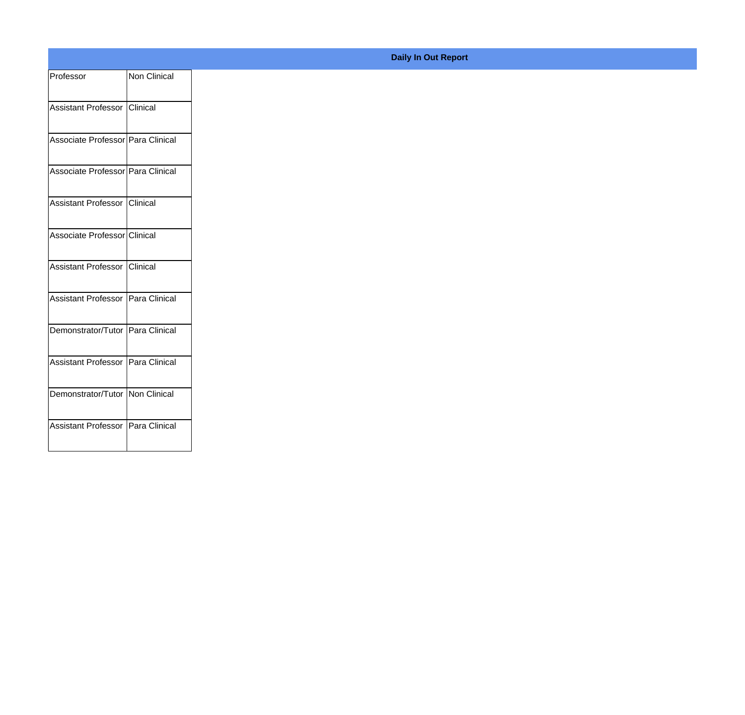**Daily In Out Report**

| | |
|---|---|
| Professor | Non Clinical |
| Assistant Professor | Clinical |
| Associate Professor | Para Clinical |
| Associate Professor | Para Clinical |
| Assistant Professor | Clinical |
| Associate Professor | Clinical |
| Assistant Professor | Clinical |
| Assistant Professor | Para Clinical |
| Demonstrator/Tutor | Para Clinical |
| Assistant Professor | Para Clinical |
| Demonstrator/Tutor | Non Clinical |
| Assistant Professor | Para Clinical |